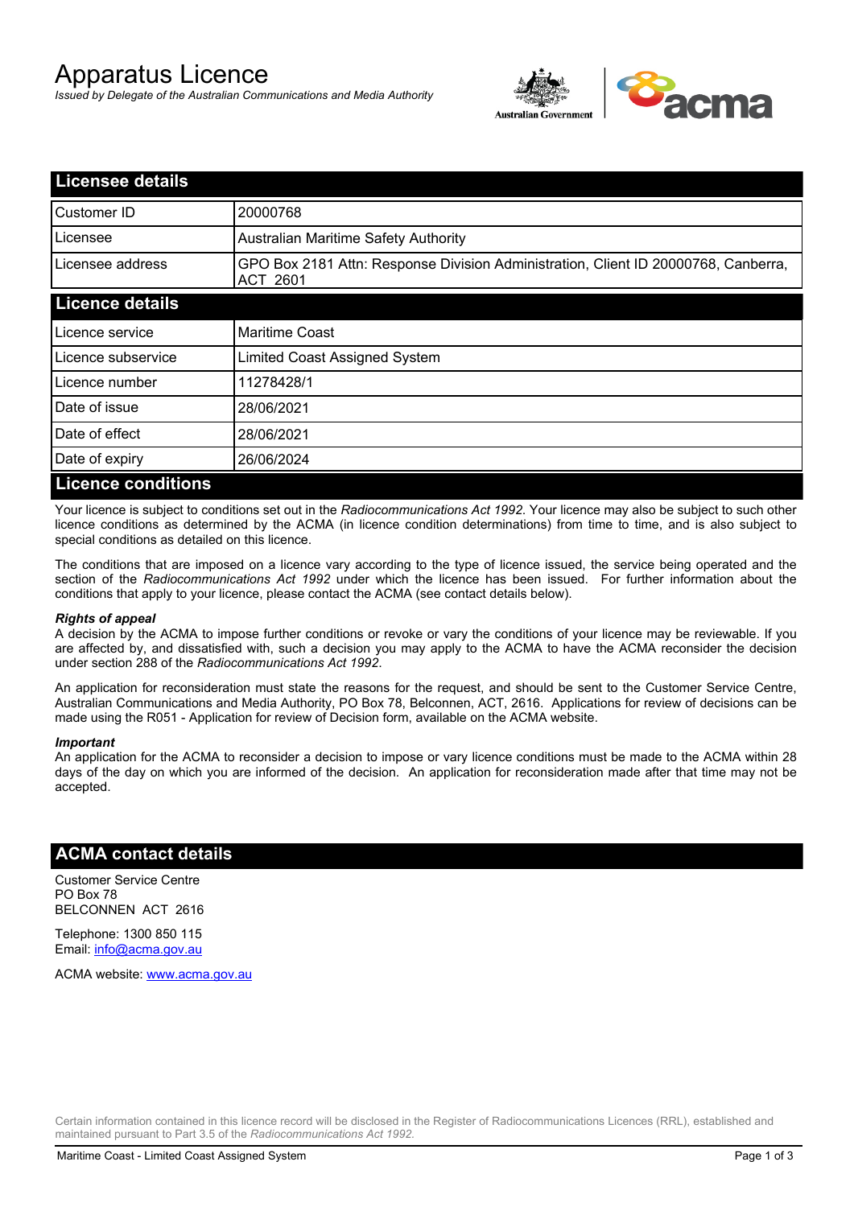# Apparatus Licence

*Issued by Delegate of the Australian Communications and Media Authority*

## Licensee details

| | |
|---|---|
| Customer ID | 20000768 |
| Licensee | Australian Maritime Safety Authority |
| Licensee address | GPO Box 2181 Attn: Response Division Administration, Client ID 20000768, Canberra, ACT 2601 |

## Licence details

| | |
|---|---|
| Licence service | Maritime Coast |
| Licence subservice | Limited Coast Assigned System |
| Licence number | 11278428/1 |
| Date of issue | 28/06/2021 |
| Date of effect | 28/06/2021 |
| Date of expiry | 26/06/2024 |

## Licence conditions

Your licence is subject to conditions set out in the *Radiocommunications Act 1992*. Your licence may also be subject to such other licence conditions as determined by the ACMA (in licence condition determinations) from time to time, and is also subject to special conditions as detailed on this licence.

The conditions that are imposed on a licence vary according to the type of licence issued, the service being operated and the section of the *Radiocommunications Act 1992* under which the licence has been issued. For further information about the conditions that apply to your licence, please contact the ACMA (see contact details below).

***Rights of appeal***

A decision by the ACMA to impose further conditions or revoke or vary the conditions of your licence may be reviewable. If you are affected by, and dissatisfied with, such a decision you may apply to the ACMA to have the ACMA reconsider the decision under section 288 of the *Radiocommunications Act 1992*.

An application for reconsideration must state the reasons for the request, and should be sent to the Customer Service Centre, Australian Communications and Media Authority, PO Box 78, Belconnen, ACT, 2616. Applications for review of decisions can be made using the R051 - Application for review of Decision form, available on the ACMA website.

***Important***

An application for the ACMA to reconsider a decision to impose or vary licence conditions must be made to the ACMA within 28 days of the day on which you are informed of the decision. An application for reconsideration made after that time may not be accepted.

## ACMA contact details

Customer Service Centre
PO Box 78
BELCONNEN ACT 2616

Telephone: 1300 850 115
Email: info@acma.gov.au

ACMA website: www.acma.gov.au

Certain information contained in this licence record will be disclosed in the Register of Radiocommunications Licences (RRL), established and maintained pursuant to Part 3.5 of the *Radiocommunications Act 1992.*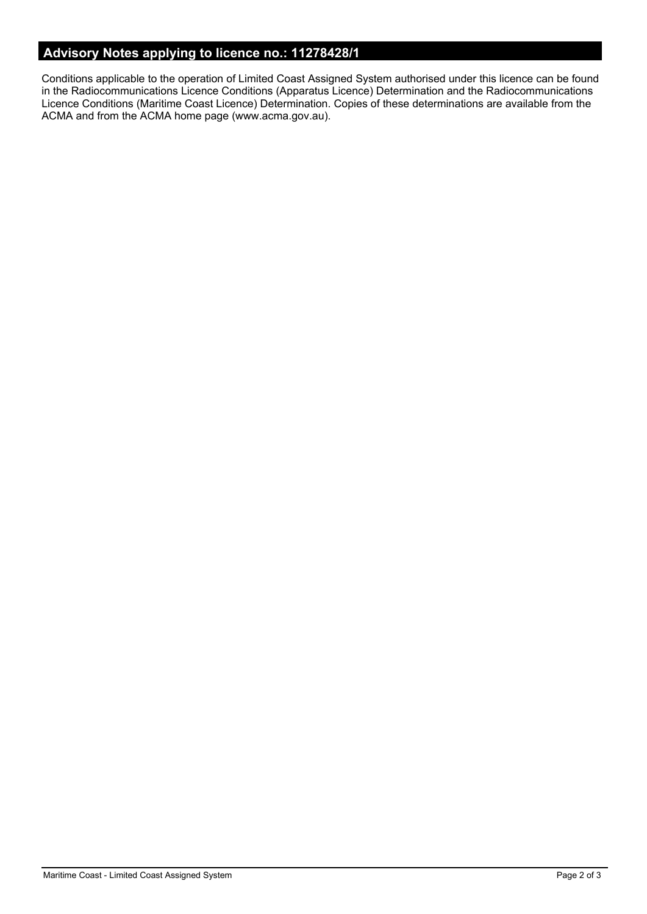## Advisory Notes applying to licence no.: 11278428/1

Conditions applicable to the operation of Limited Coast Assigned System authorised under this licence can be found in the Radiocommunications Licence Conditions (Apparatus Licence) Determination and the Radiocommunications Licence Conditions (Maritime Coast Licence) Determination. Copies of these determinations are available from the ACMA and from the ACMA home page (www.acma.gov.au).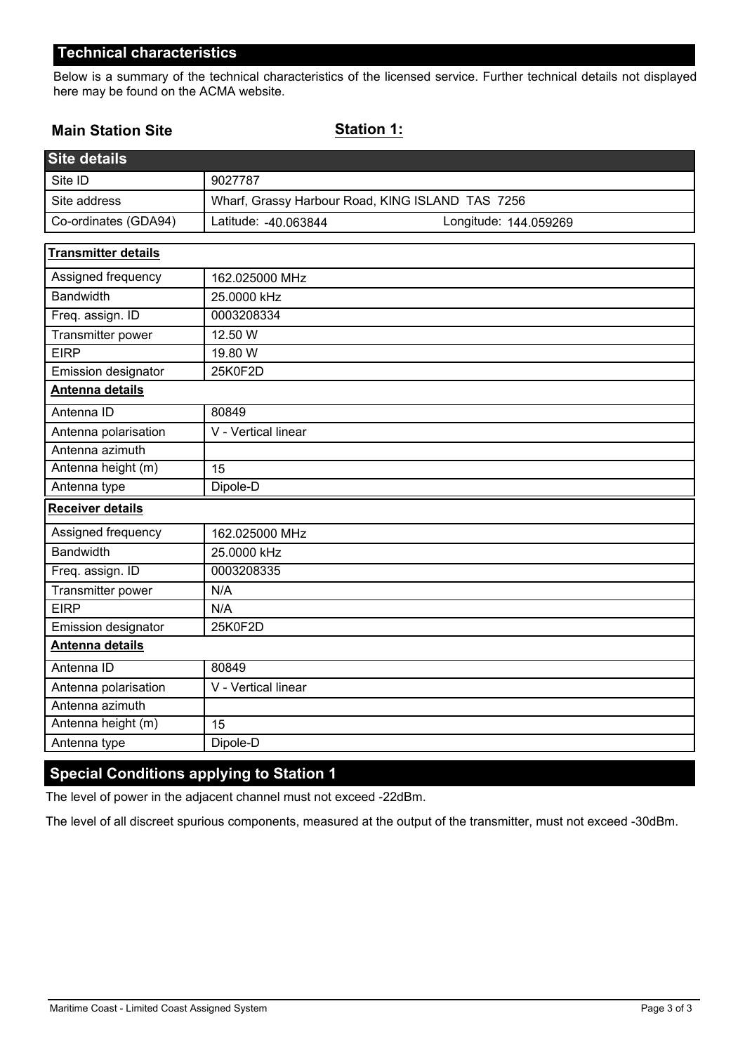## Technical characteristics

Below is a summary of the technical characteristics of the licensed service. Further technical details not displayed here may be found on the ACMA website.

**Main Station Site** **Station 1:**

| Site details | |
|---|---|
| Site ID | 9027787 |
| Site address | Wharf, Grassy Harbour Road, KING ISLAND TAS 7256 |
| Co-ordinates (GDA94) | Latitude: -40.063844 Longitude: 144.059269 |

| Transmitter details | |
|---|---|
| Assigned frequency | 162.025000 MHz |
| Bandwidth | 25.0000 kHz |
| Freq. assign. ID | 0003208334 |
| Transmitter power | 12.50 W |
| EIRP | 19.80 W |
| Emission designator | 25K0F2D |
| **Antenna details** | |
| Antenna ID | 80849 |
| Antenna polarisation | V - Vertical linear |
| Antenna azimuth | |
| Antenna height (m) | 15 |
| Antenna type | Dipole-D |

| Receiver details | |
|---|---|
| Assigned frequency | 162.025000 MHz |
| Bandwidth | 25.0000 kHz |
| Freq. assign. ID | 0003208335 |
| Transmitter power | N/A |
| EIRP | N/A |
| Emission designator | 25K0F2D |
| **Antenna details** | |
| Antenna ID | 80849 |
| Antenna polarisation | V - Vertical linear |
| Antenna azimuth | |
| Antenna height (m) | 15 |
| Antenna type | Dipole-D |

## Special Conditions applying to Station 1

The level of power in the adjacent channel must not exceed -22dBm.

The level of all discreet spurious components, measured at the output of the transmitter, must not exceed -30dBm.